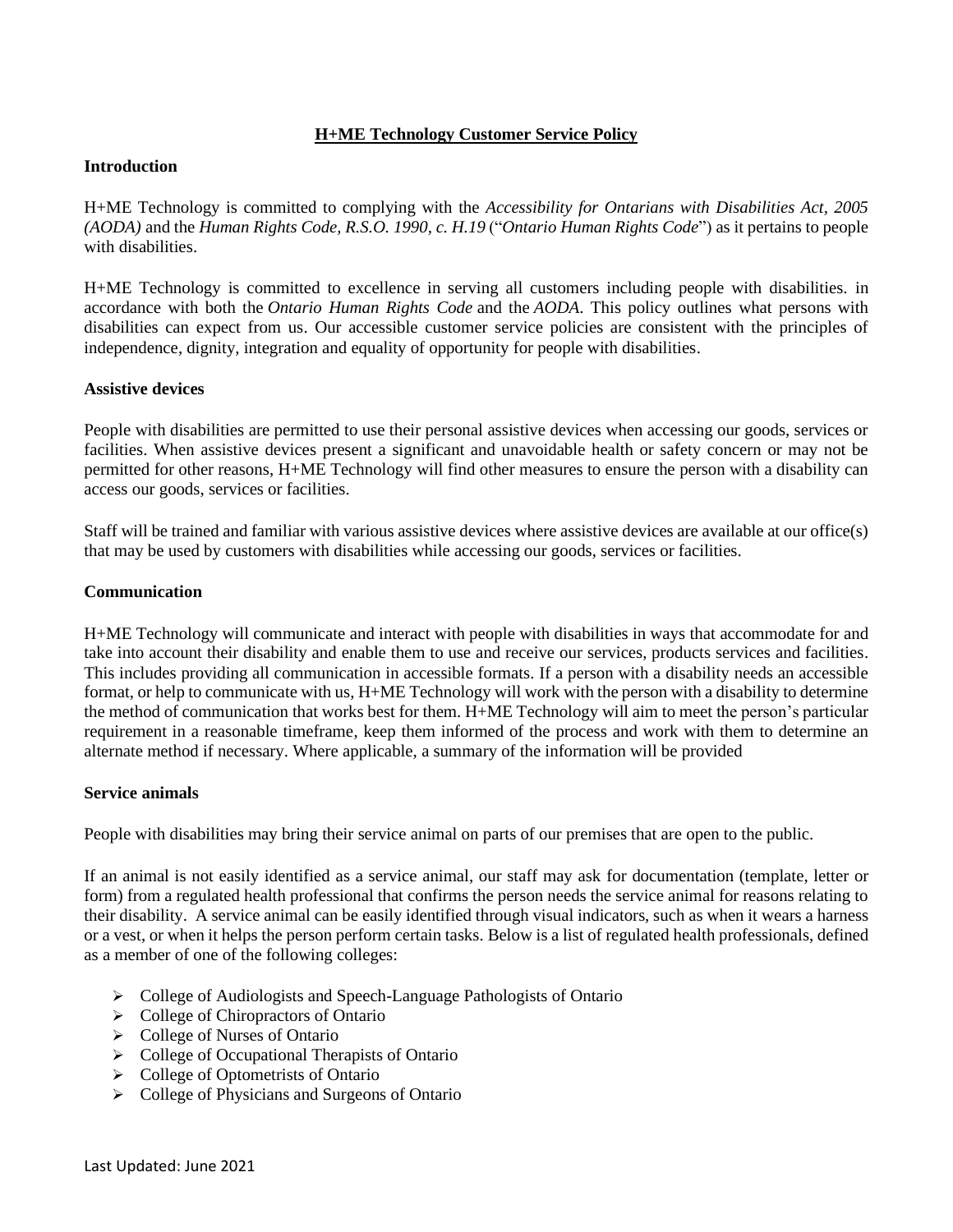# H+ME Technology Customer Service Policy

## Introduction

H+ME Technology is committed to complying with the *Accessibility for Ontarians with Disabilities Act, 2005 (AODA)* and the *Human Rights Code, R.S.O. 1990, c. H.19* ("*Ontario Human Rights Code*") as it pertains to people with disabilities.

H+ME Technology is committed to excellence in serving all customers including people with disabilities. in accordance with both the *Ontario Human Rights Code* and the *AODA*. This policy outlines what persons with disabilities can expect from us. Our accessible customer service policies are consistent with the principles of independence, dignity, integration and equality of opportunity for people with disabilities.

## Assistive devices

People with disabilities are permitted to use their personal assistive devices when accessing our goods, services or facilities. When assistive devices present a significant and unavoidable health or safety concern or may not be permitted for other reasons, H+ME Technology will find other measures to ensure the person with a disability can access our goods, services or facilities.

Staff will be trained and familiar with various assistive devices where assistive devices are available at our office(s) that may be used by customers with disabilities while accessing our goods, services or facilities.

## Communication

H+ME Technology will communicate and interact with people with disabilities in ways that accommodate for and take into account their disability and enable them to use and receive our services, products services and facilities. This includes providing all communication in accessible formats. If a person with a disability needs an accessible format, or help to communicate with us, H+ME Technology will work with the person with a disability to determine the method of communication that works best for them. H+ME Technology will aim to meet the person's particular requirement in a reasonable timeframe, keep them informed of the process and work with them to determine an alternate method if necessary. Where applicable, a summary of the information will be provided

## Service animals

People with disabilities may bring their service animal on parts of our premises that are open to the public.

If an animal is not easily identified as a service animal, our staff may ask for documentation (template, letter or form) from a regulated health professional that confirms the person needs the service animal for reasons relating to their disability. A service animal can be easily identified through visual indicators, such as when it wears a harness or a vest, or when it helps the person perform certain tasks. Below is a list of regulated health professionals, defined as a member of one of the following colleges:

- College of Audiologists and Speech-Language Pathologists of Ontario
- College of Chiropractors of Ontario
- College of Nurses of Ontario
- College of Occupational Therapists of Ontario
- College of Optometrists of Ontario
- College of Physicians and Surgeons of Ontario

Last Updated: June 2021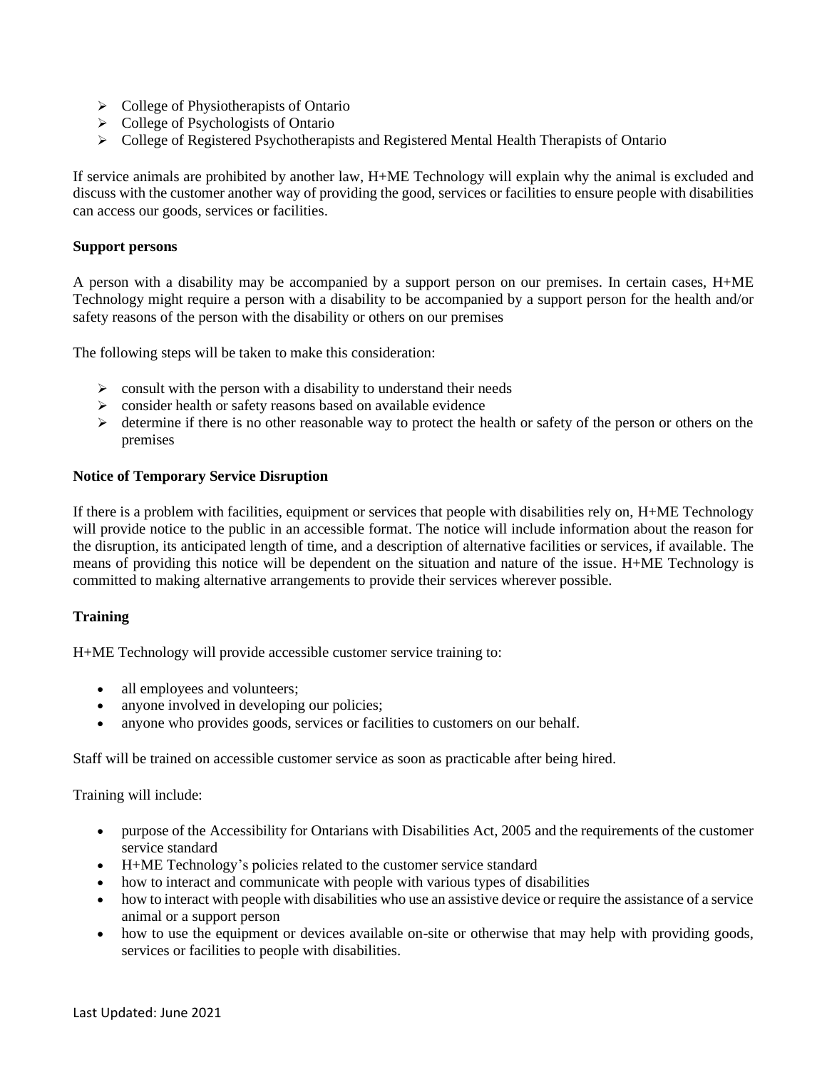- College of Physiotherapists of Ontario
- College of Psychologists of Ontario
- College of Registered Psychotherapists and Registered Mental Health Therapists of Ontario

If service animals are prohibited by another law, H+ME Technology will explain why the animal is excluded and discuss with the customer another way of providing the good, services or facilities to ensure people with disabilities can access our goods, services or facilities.

**Support persons**

A person with a disability may be accompanied by a support person on our premises. In certain cases, H+ME Technology might require a person with a disability to be accompanied by a support person for the health and/or safety reasons of the person with the disability or others on our premises

The following steps will be taken to make this consideration:

- consult with the person with a disability to understand their needs
- consider health or safety reasons based on available evidence
- determine if there is no other reasonable way to protect the health or safety of the person or others on the premises

**Notice of Temporary Service Disruption**

If there is a problem with facilities, equipment or services that people with disabilities rely on, H+ME Technology will provide notice to the public in an accessible format. The notice will include information about the reason for the disruption, its anticipated length of time, and a description of alternative facilities or services, if available. The means of providing this notice will be dependent on the situation and nature of the issue. H+ME Technology is committed to making alternative arrangements to provide their services wherever possible.

**Training**

H+ME Technology will provide accessible customer service training to:

- all employees and volunteers;
- anyone involved in developing our policies;
- anyone who provides goods, services or facilities to customers on our behalf.

Staff will be trained on accessible customer service as soon as practicable after being hired.

Training will include:

- purpose of the Accessibility for Ontarians with Disabilities Act, 2005 and the requirements of the customer service standard
- H+ME Technology's policies related to the customer service standard
- how to interact and communicate with people with various types of disabilities
- how to interact with people with disabilities who use an assistive device or require the assistance of a service animal or a support person
- how to use the equipment or devices available on-site or otherwise that may help with providing goods, services or facilities to people with disabilities.

Last Updated: June 2021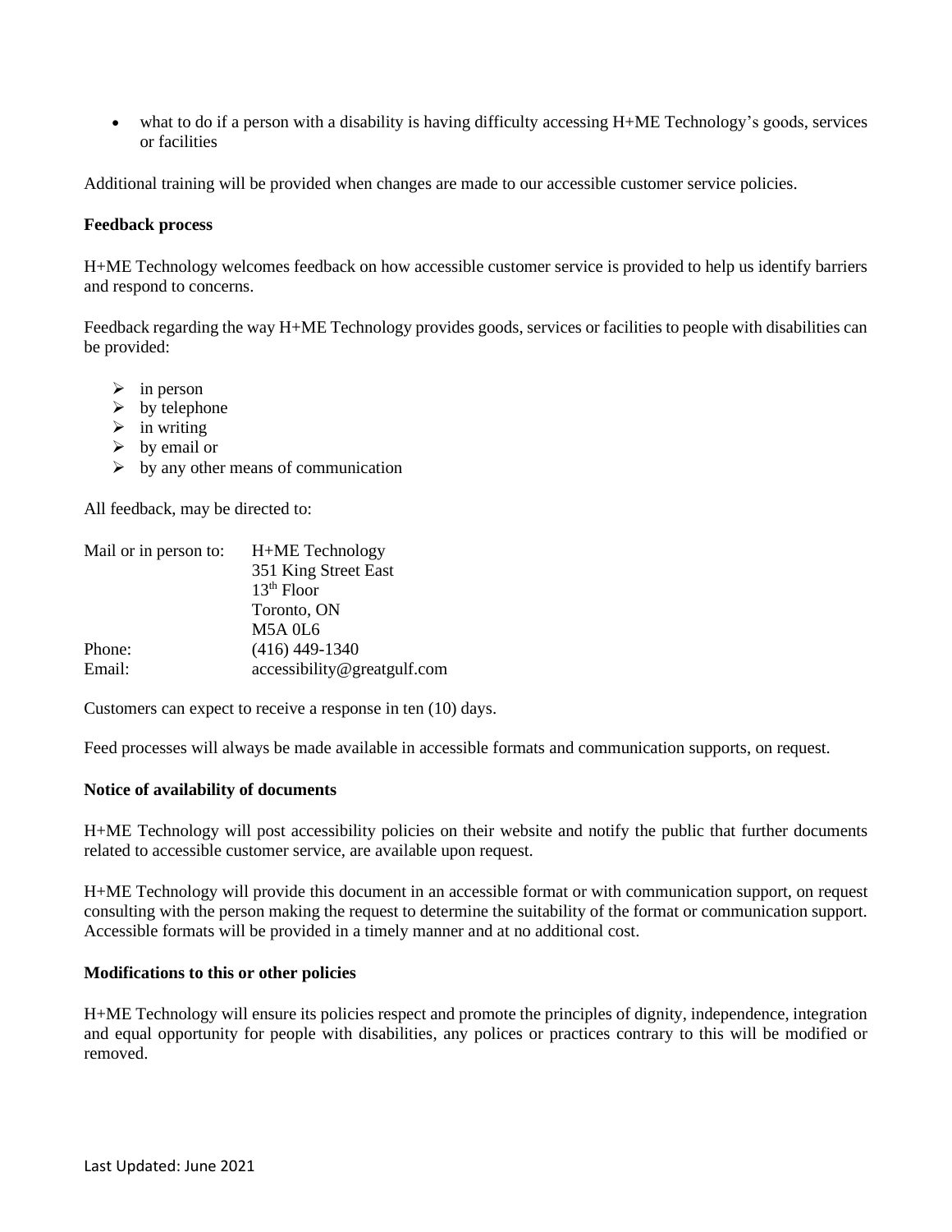- what to do if a person with a disability is having difficulty accessing H+ME Technology's goods, services or facilities

Additional training will be provided when changes are made to our accessible customer service policies.

**Feedback process**

H+ME Technology welcomes feedback on how accessible customer service is provided to help us identify barriers and respond to concerns.

Feedback regarding the way H+ME Technology provides goods, services or facilities to people with disabilities can be provided:

- in person
- by telephone
- in writing
- by email or
- by any other means of communication

All feedback, may be directed to:

| | |
|---|---|
| Mail or in person to: | H+ME Technology<br>351 King Street East<br>13th Floor<br>Toronto, ON<br>M5A 0L6 |
| Phone: | (416) 449-1340 |
| Email: | accessibility@greatgulf.com |

Customers can expect to receive a response in ten (10) days.

Feed processes will always be made available in accessible formats and communication supports, on request.

**Notice of availability of documents**

H+ME Technology will post accessibility policies on their website and notify the public that further documents related to accessible customer service, are available upon request.

H+ME Technology will provide this document in an accessible format or with communication support, on request consulting with the person making the request to determine the suitability of the format or communication support. Accessible formats will be provided in a timely manner and at no additional cost.

**Modifications to this or other policies**

H+ME Technology will ensure its policies respect and promote the principles of dignity, independence, integration and equal opportunity for people with disabilities, any polices or practices contrary to this will be modified or removed.

Last Updated: June 2021